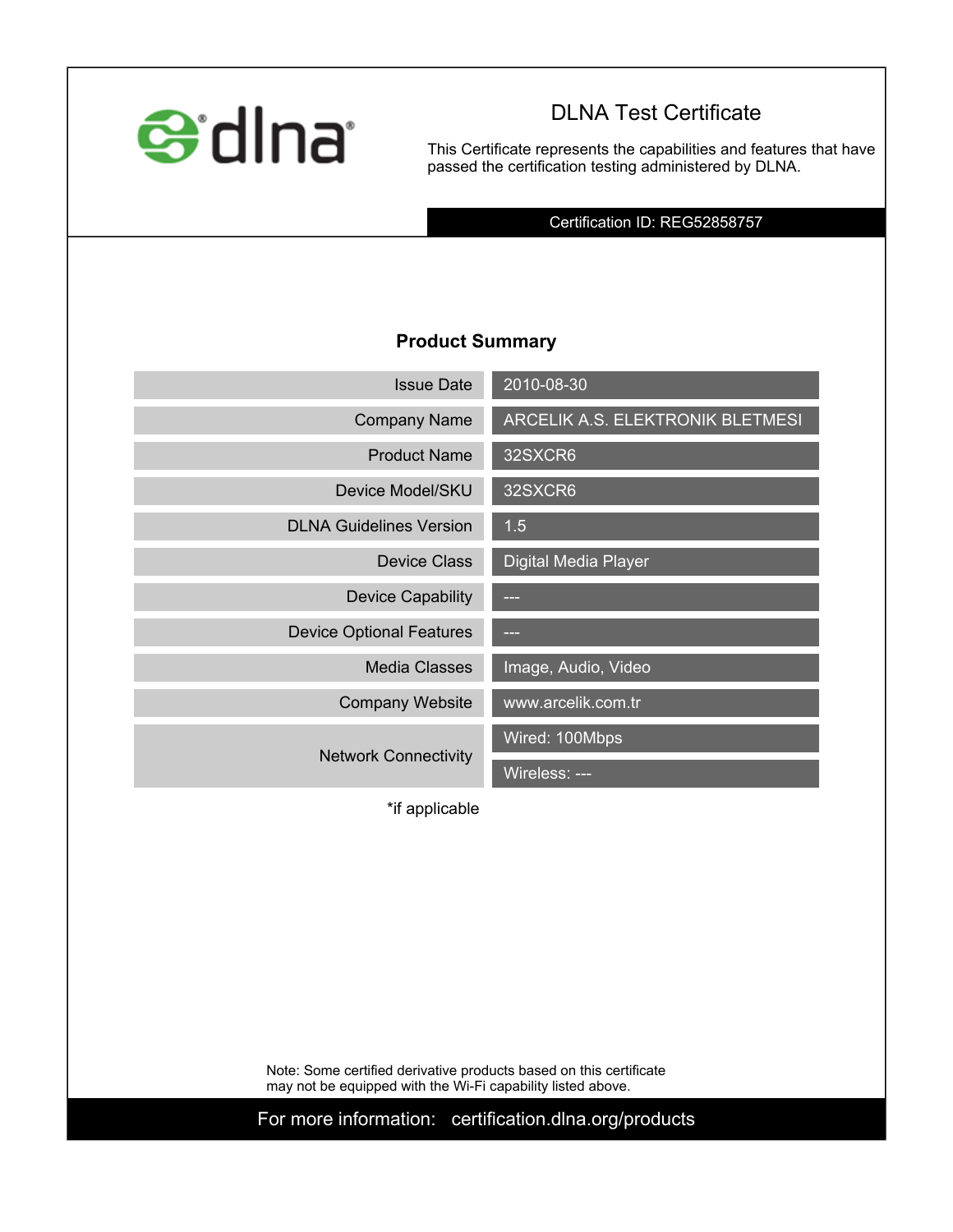# DLNA Test Certificate

This Certificate represents the capabilities and features that have passed the certification testing administered by DLNA.

Certification ID: REG52858757

## Product Summary

| | |
|---|---|
| Issue Date | 2010-08-30 |
| Company Name | ARCELIK A.S. ELEKTRONIK BLETMESI |
| Product Name | 32SXCR6 |
| Device Model/SKU | 32SXCR6 |
| DLNA Guidelines Version | 1.5 |
| Device Class | Digital Media Player |
| Device Capability | --- |
| Device Optional Features | --- |
| Media Classes | Image, Audio, Video |
| Company Website | www.arcelik.com.tr |
| Network Connectivity | Wired: 100Mbps |
| | Wireless: --- |

*if applicable

Note: Some certified derivative products based on this certificate may not be equipped with the Wi-Fi capability listed above.

For more information: certification.dlna.org/products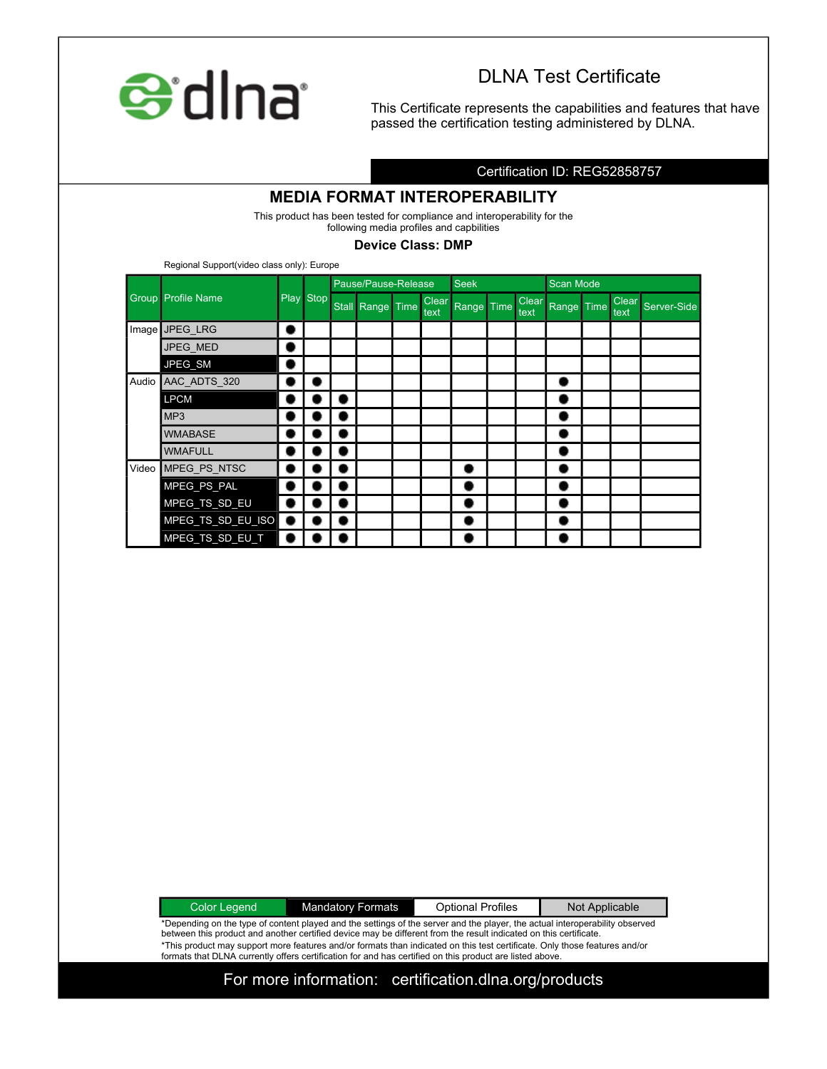# DLNA Test Certificate

This Certificate represents the capabilities and features that have passed the certification testing administered by DLNA.

**Certification ID: REG52858757**

## MEDIA FORMAT INTEROPERABILITY

This product has been tested for compliance and interoperability for the following media profiles and capbilities

**Device Class: DMP**

Regional Support(video class only): Europe

| Group | Profile Name | Play | Stop | Pause/Pause-Release | | | | Seek | | | Scan Mode | | | |
|---|---|---|---|---|---|---|---|---|---|---|---|---|---|---|
| | | | | Stall | Range | Time | Clear text | Range | Time | Clear text | Range | Time | Clear text | Server-Side |
| Image | JPEG_LRG | ● | | | | | | | | | | | | |
| | JPEG_MED | ● | | | | | | | | | | | | |
| | JPEG_SM | ● | | | | | | | | | | | | |
| Audio | AAC_ADTS_320 | ● | ● | | | | | | | | ● | | | |
| | LPCM | ● | ● | ● | | | | | | | ● | | | |
| | MP3 | ● | ● | ● | | | | | | | ● | | | |
| | WMABASE | ● | ● | ● | | | | | | | ● | | | |
| | WMAFULL | ● | ● | ● | | | | | | | ● | | | |
| Video | MPEG_PS_NTSC | ● | ● | ● | | | | ● | | | ● | | | |
| | MPEG_PS_PAL | ● | ● | ● | | | | ● | | | ● | | | |
| | MPEG_TS_SD_EU | ● | ● | ● | | | | ● | | | ● | | | |
| | MPEG_TS_SD_EU_ISO | ● | ● | ● | | | | ● | | | ● | | | |
| | MPEG_TS_SD_EU_T | ● | ● | ● | | | | ● | | | ● | | | |

| Color Legend | Mandatory Formats | Optional Profiles | Not Applicable |
|---|---|---|---|

*Depending on the type of content played and the settings of the server and the player, the actual interoperability observed between this product and another certified device may be different from the result indicated on this certificate.

*This product may support more features and/or formats than indicated on this test certificate. Only those features and/or formats that DLNA currently offers certification for and has certified on this product are listed above.

For more information: certification.dlna.org/products